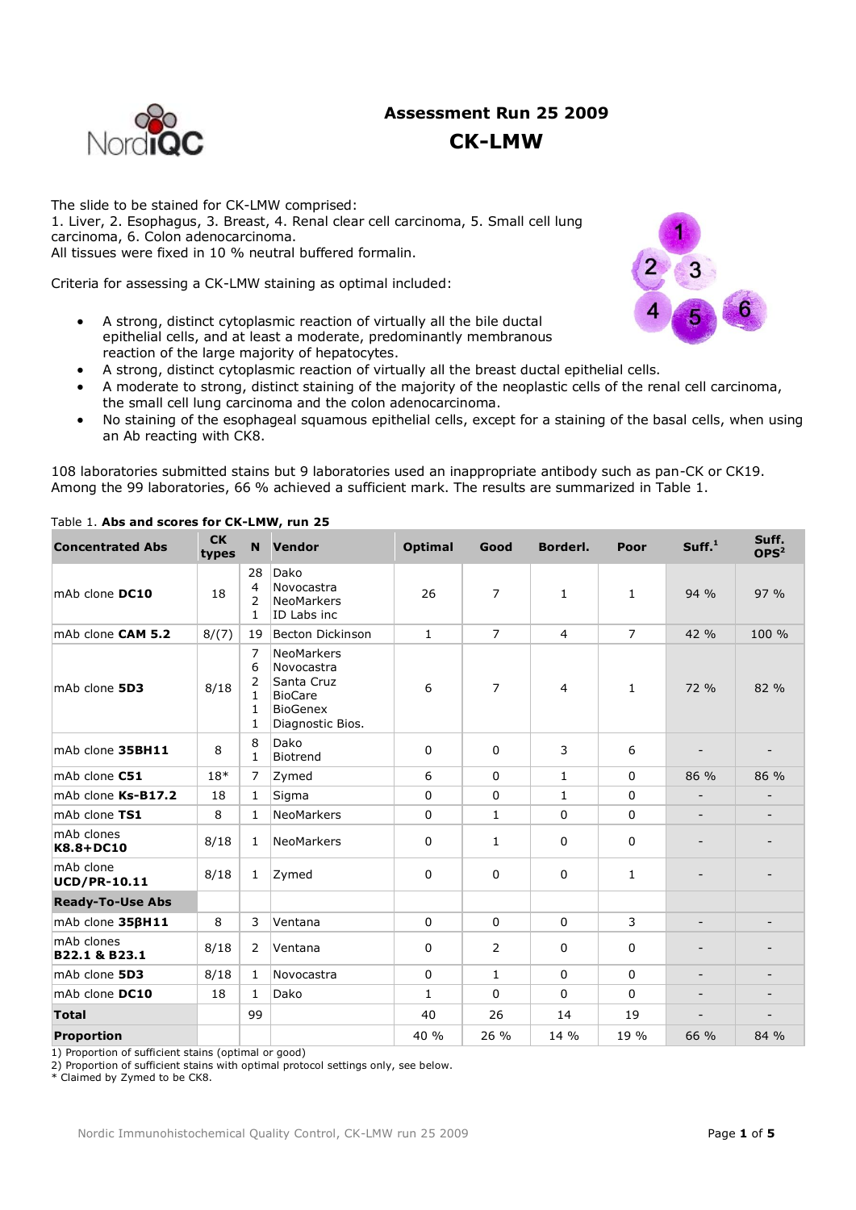# Assessment Run 25 2009

## CK-LMW

The slide to be stained for CK-LMW comprised:
1. Liver, 2. Esophagus, 3. Breast, 4. Renal clear cell carcinoma, 5. Small cell lung carcinoma, 6. Colon adenocarcinoma.
All tissues were fixed in 10 % neutral buffered formalin.

Criteria for assessing a CK-LMW staining as optimal included:

- A strong, distinct cytoplasmic reaction of virtually all the bile ductal epithelial cells, and at least a moderate, predominantly membranous reaction of the large majority of hepatocytes.
- A strong, distinct cytoplasmic reaction of virtually all the breast ductal epithelial cells.
- A moderate to strong, distinct staining of the majority of the neoplastic cells of the renal cell carcinoma, the small cell lung carcinoma and the colon adenocarcinoma.
- No staining of the esophageal squamous epithelial cells, except for a staining of the basal cells, when using an Ab reacting with CK8.

108 laboratories submitted stains but 9 laboratories used an inappropriate antibody such as pan-CK or CK19. Among the 99 laboratories, 66 % achieved a sufficient mark. The results are summarized in Table 1.

Table 1. **Abs and scores for CK-LMW, run 25**

| Concentrated Abs | CK types | N | Vendor | Optimal | Good | Borderl. | Poor | Suff.[1] | Suff. OPS[2] |
|---|---|---|---|---|---|---|---|---|---|
| mAb clone **DC10** | 18 | 28<br>4<br>2<br>1 | Dako<br>Novocastra<br>NeoMarkers<br>ID Labs inc | 26 | 7 | 1 | 1 | 94 % | 97 % |
| mAb clone **CAM 5.2** | 8/(7) | 19 | Becton Dickinson | 1 | 7 | 4 | 7 | 42 % | 100 % |
| mAb clone **5D3** | 8/18 | 7<br>6<br>2<br>1<br>1<br>1 | NeoMarkers<br>Novocastra<br>Santa Cruz<br>BioCare<br>BioGenex<br>Diagnostic Bios. | 6 | 7 | 4 | 1 | 72 % | 82 % |
| mAb clone **35BH11** | 8 | 8<br>1 | Dako<br>Biotrend | 0 | 0 | 3 | 6 | - | - |
| mAb clone **C51** | 18* | 7 | Zymed | 6 | 0 | 1 | 0 | 86 % | 86 % |
| mAb clone **Ks-B17.2** | 18 | 1 | Sigma | 0 | 0 | 1 | 0 | - | - |
| mAb clone **TS1** | 8 | 1 | NeoMarkers | 0 | 1 | 0 | 0 | - | - |
| mAb clones **K8.8+DC10** | 8/18 | 1 | NeoMarkers | 0 | 1 | 0 | 0 | - | - |
| mAb clone **UCD/PR-10.11** | 8/18 | 1 | Zymed | 0 | 0 | 0 | 1 | - | - |
| **Ready-To-Use Abs** | | | | | | | | | |
| mAb clone **35βH11** | 8 | 3 | Ventana | 0 | 0 | 0 | 3 | - | - |
| mAb clones **B22.1 & B23.1** | 8/18 | 2 | Ventana | 0 | 2 | 0 | 0 | - | - |
| mAb clone **5D3** | 8/18 | 1 | Novocastra | 0 | 1 | 0 | 0 | - | - |
| mAb clone **DC10** | 18 | 1 | Dako | 1 | 0 | 0 | 0 | - | - |
| **Total** | | 99 | | 40 | 26 | 14 | 19 | - | - |
| **Proportion** | | | | 40 % | 26 % | 14 % | 19 % | 66 % | 84 % |

1) Proportion of sufficient stains (optimal or good)
2) Proportion of sufficient stains with optimal protocol settings only, see below.
\* Claimed by Zymed to be CK8.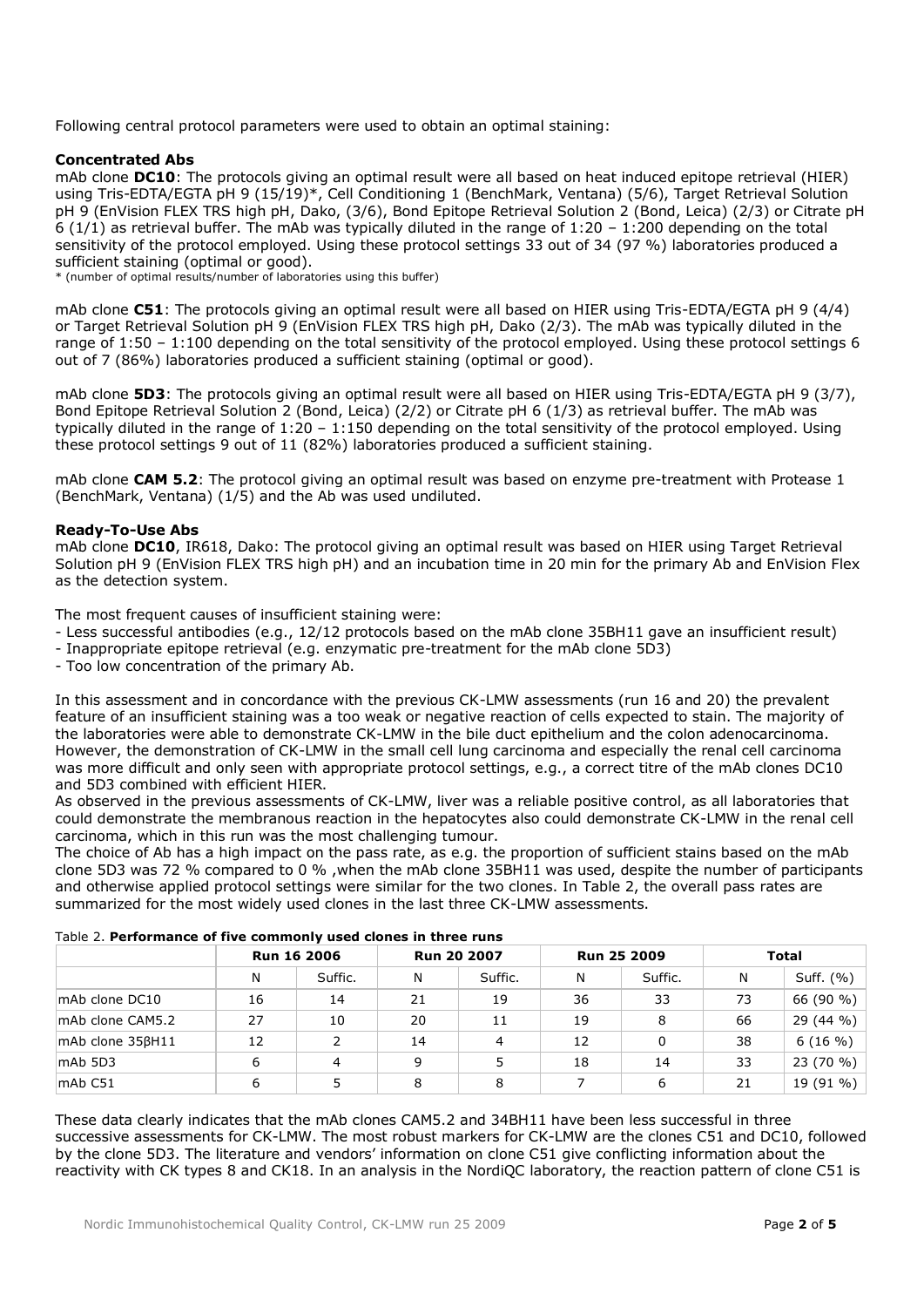Following central protocol parameters were used to obtain an optimal staining:

**Concentrated Abs**

mAb clone **DC10**: The protocols giving an optimal result were all based on heat induced epitope retrieval (HIER) using Tris-EDTA/EGTA pH 9 (15/19)*, Cell Conditioning 1 (BenchMark, Ventana) (5/6), Target Retrieval Solution pH 9 (EnVision FLEX TRS high pH, Dako, (3/6), Bond Epitope Retrieval Solution 2 (Bond, Leica) (2/3) or Citrate pH 6 (1/1) as retrieval buffer. The mAb was typically diluted in the range of 1:20 – 1:200 depending on the total sensitivity of the protocol employed. Using these protocol settings 33 out of 34 (97 %) laboratories produced a sufficient staining (optimal or good).

\* (number of optimal results/number of laboratories using this buffer)

mAb clone **C51**: The protocols giving an optimal result were all based on HIER using Tris-EDTA/EGTA pH 9 (4/4) or Target Retrieval Solution pH 9 (EnVision FLEX TRS high pH, Dako (2/3). The mAb was typically diluted in the range of 1:50 – 1:100 depending on the total sensitivity of the protocol employed. Using these protocol settings 6 out of 7 (86%) laboratories produced a sufficient staining (optimal or good).

mAb clone **5D3**: The protocols giving an optimal result were all based on HIER using Tris-EDTA/EGTA pH 9 (3/7), Bond Epitope Retrieval Solution 2 (Bond, Leica) (2/2) or Citrate pH 6 (1/3) as retrieval buffer. The mAb was typically diluted in the range of 1:20 – 1:150 depending on the total sensitivity of the protocol employed. Using these protocol settings 9 out of 11 (82%) laboratories produced a sufficient staining.

mAb clone **CAM 5.2**: The protocol giving an optimal result was based on enzyme pre-treatment with Protease 1 (BenchMark, Ventana) (1/5) and the Ab was used undiluted.

**Ready-To-Use Abs**

mAb clone **DC10**, IR618, Dako: The protocol giving an optimal result was based on HIER using Target Retrieval Solution pH 9 (EnVision FLEX TRS high pH) and an incubation time in 20 min for the primary Ab and EnVision Flex as the detection system.

The most frequent causes of insufficient staining were:

- Less successful antibodies (e.g., 12/12 protocols based on the mAb clone 35BH11 gave an insufficient result)
- Inappropriate epitope retrieval (e.g. enzymatic pre-treatment for the mAb clone 5D3)
- Too low concentration of the primary Ab.

In this assessment and in concordance with the previous CK-LMW assessments (run 16 and 20) the prevalent feature of an insufficient staining was a too weak or negative reaction of cells expected to stain. The majority of the laboratories were able to demonstrate CK-LMW in the bile duct epithelium and the colon adenocarcinoma. However, the demonstration of CK-LMW in the small cell lung carcinoma and especially the renal cell carcinoma was more difficult and only seen with appropriate protocol settings, e.g., a correct titre of the mAb clones DC10 and 5D3 combined with efficient HIER.

As observed in the previous assessments of CK-LMW, liver was a reliable positive control, as all laboratories that could demonstrate the membranous reaction in the hepatocytes also could demonstrate CK-LMW in the renal cell carcinoma, which in this run was the most challenging tumour.

The choice of Ab has a high impact on the pass rate, as e.g. the proportion of sufficient stains based on the mAb clone 5D3 was 72 % compared to 0 % ,when the mAb clone 35BH11 was used, despite the number of participants and otherwise applied protocol settings were similar for the two clones. In Table 2, the overall pass rates are summarized for the most widely used clones in the last three CK-LMW assessments.

Table 2. **Performance of five commonly used clones in three runs**

| | Run 16 2006 | | Run 20 2007 | | Run 25 2009 | | Total | |
|---|---|---|---|---|---|---|---|---|
| | N | Suffic. | N | Suffic. | N | Suffic. | N | Suff. (%) |
| mAb clone DC10 | 16 | 14 | 21 | 19 | 36 | 33 | 73 | 66 (90 %) |
| mAb clone CAM5.2 | 27 | 10 | 20 | 11 | 19 | 8 | 66 | 29 (44 %) |
| mAb clone 35βH11 | 12 | 2 | 14 | 4 | 12 | 0 | 38 | 6 (16 %) |
| mAb 5D3 | 6 | 4 | 9 | 5 | 18 | 14 | 33 | 23 (70 %) |
| mAb C51 | 6 | 5 | 8 | 8 | 7 | 6 | 21 | 19 (91 %) |

These data clearly indicates that the mAb clones CAM5.2 and 34BH11 have been less successful in three successive assessments for CK-LMW. The most robust markers for CK-LMW are the clones C51 and DC10, followed by the clone 5D3. The literature and vendors' information on clone C51 give conflicting information about the reactivity with CK types 8 and CK18. In an analysis in the NordiQC laboratory, the reaction pattern of clone C51 is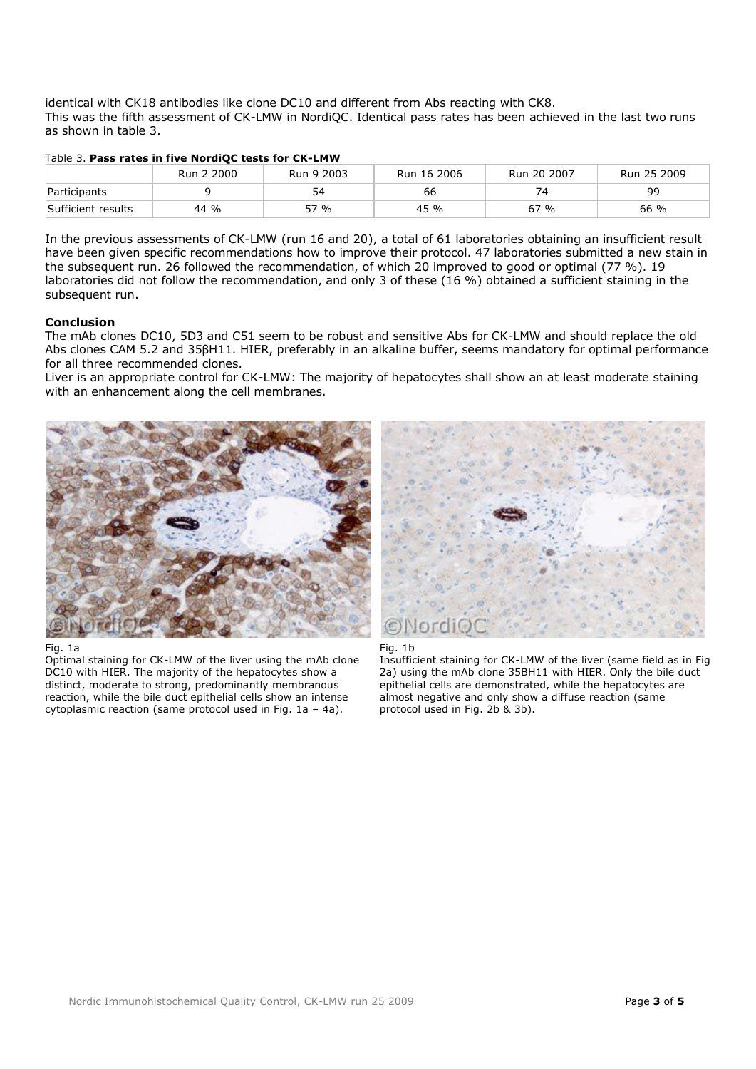identical with CK18 antibodies like clone DC10 and different from Abs reacting with CK8.
This was the fifth assessment of CK-LMW in NordiQC. Identical pass rates has been achieved in the last two runs as shown in table 3.

Table 3. **Pass rates in five NordiQC tests for CK-LMW**

| | Run 2 2000 | Run 9 2003 | Run 16 2006 | Run 20 2007 | Run 25 2009 |
|---|---|---|---|---|---|
| Participants | 9 | 54 | 66 | 74 | 99 |
| Sufficient results | 44 % | 57 % | 45 % | 67 % | 66 % |

In the previous assessments of CK-LMW (run 16 and 20), a total of 61 laboratories obtaining an insufficient result have been given specific recommendations how to improve their protocol. 47 laboratories submitted a new stain in the subsequent run. 26 followed the recommendation, of which 20 improved to good or optimal (77 %). 19 laboratories did not follow the recommendation, and only 3 of these (16 %) obtained a sufficient staining in the subsequent run.

### Conclusion

The mAb clones DC10, 5D3 and C51 seem to be robust and sensitive Abs for CK-LMW and should replace the old Abs clones CAM 5.2 and 35βH11. HIER, preferably in an alkaline buffer, seems mandatory for optimal performance for all three recommended clones.
Liver is an appropriate control for CK-LMW: The majority of hepatocytes shall show an at least moderate staining with an enhancement along the cell membranes.

Fig. 1a
Optimal staining for CK-LMW of the liver using the mAb clone DC10 with HIER. The majority of the hepatocytes show a distinct, moderate to strong, predominantly membranous reaction, while the bile duct epithelial cells show an intense cytoplasmic reaction (same protocol used in Fig. 1a – 4a).

Fig. 1b
Insufficient staining for CK-LMW of the liver (same field as in Fig 2a) using the mAb clone 35BH11 with HIER. Only the bile duct epithelial cells are demonstrated, while the hepatocytes are almost negative and only show a diffuse reaction (same protocol used in Fig. 2b & 3b).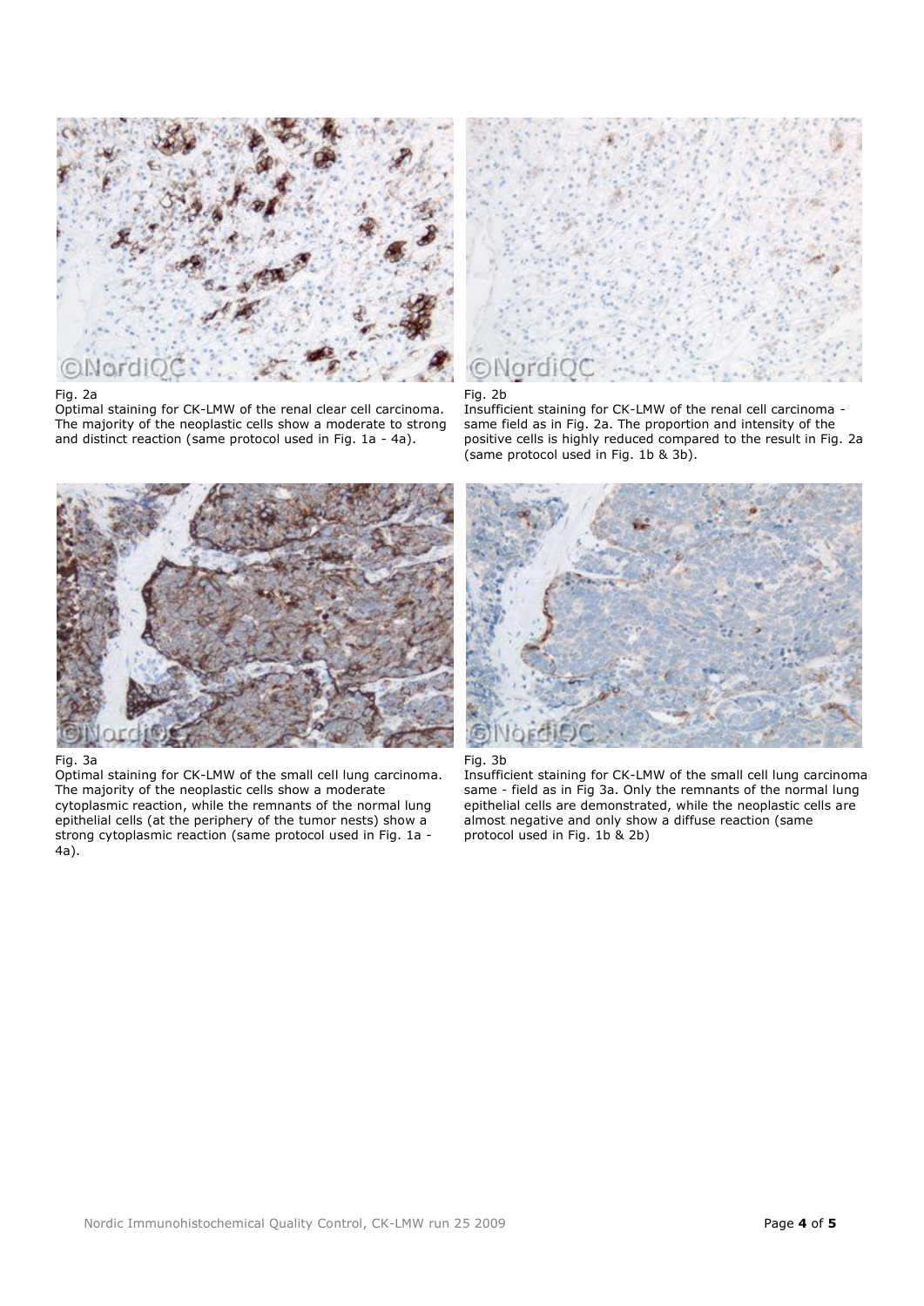Fig. 2a
Optimal staining for CK-LMW of the renal clear cell carcinoma. The majority of the neoplastic cells show a moderate to strong and distinct reaction (same protocol used in Fig. 1a - 4a).

Fig. 2b
Insufficient staining for CK-LMW of the renal cell carcinoma - same field as in Fig. 2a. The proportion and intensity of the positive cells is highly reduced compared to the result in Fig. 2a (same protocol used in Fig. 1b & 3b).

Fig. 3a
Optimal staining for CK-LMW of the small cell lung carcinoma. The majority of the neoplastic cells show a moderate cytoplasmic reaction, while the remnants of the normal lung epithelial cells (at the periphery of the tumor nests) show a strong cytoplasmic reaction (same protocol used in Fig. 1a - 4a).

Fig. 3b
Insufficient staining for CK-LMW of the small cell lung carcinoma same - field as in Fig 3a. Only the remnants of the normal lung epithelial cells are demonstrated, while the neoplastic cells are almost negative and only show a diffuse reaction (same protocol used in Fig. 1b & 2b)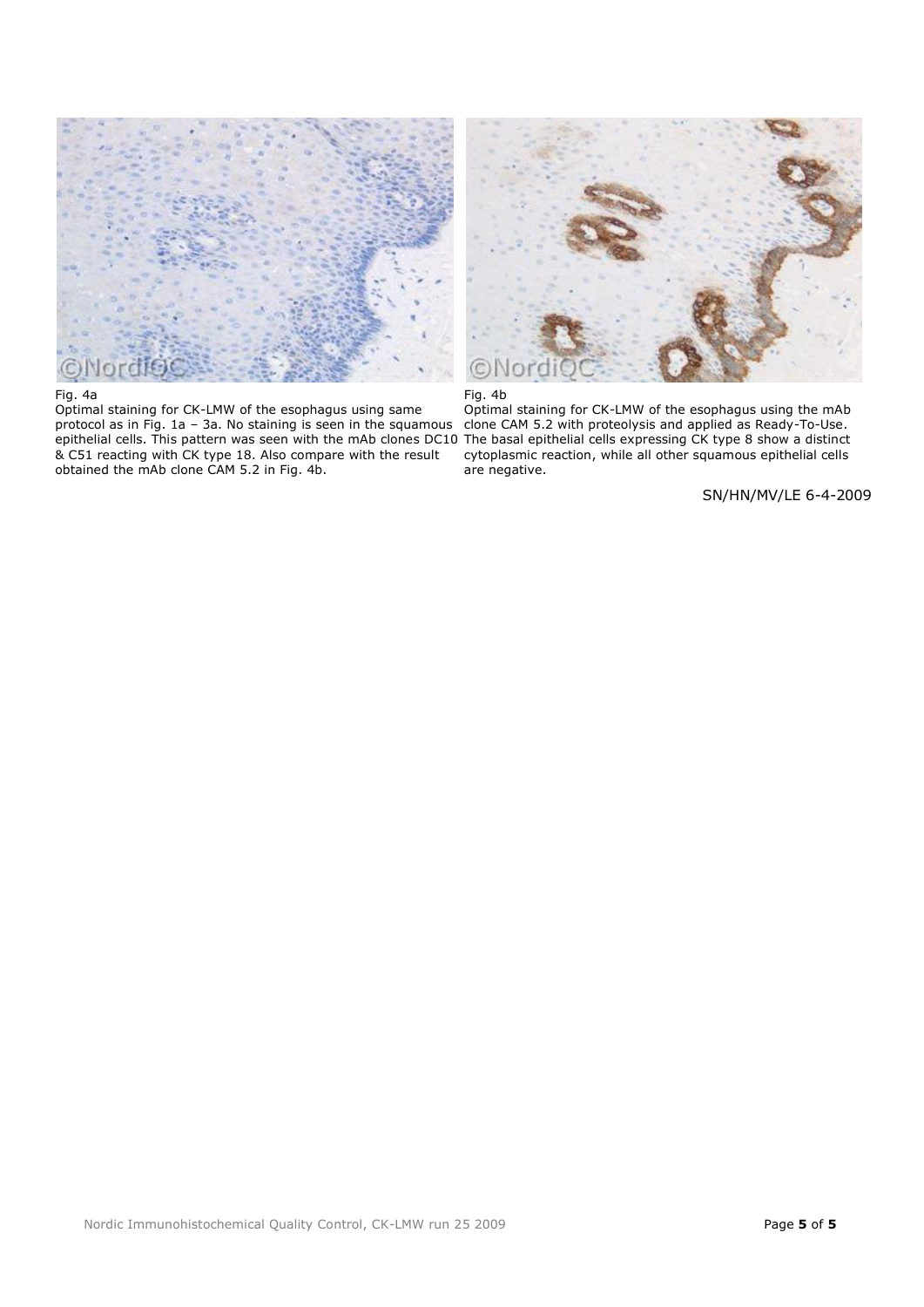Fig. 4a
Optimal staining for CK-LMW of the esophagus using same protocol as in Fig. 1a – 3a. No staining is seen in the squamous epithelial cells. This pattern was seen with the mAb clones DC10 & C51 reacting with CK type 18. Also compare with the result obtained the mAb clone CAM 5.2 in Fig. 4b.

Fig. 4b
Optimal staining for CK-LMW of the esophagus using the mAb clone CAM 5.2 with proteolysis and applied as Ready-To-Use. The basal epithelial cells expressing CK type 8 show a distinct cytoplasmic reaction, while all other squamous epithelial cells are negative.

SN/HN/MV/LE 6-4-2009